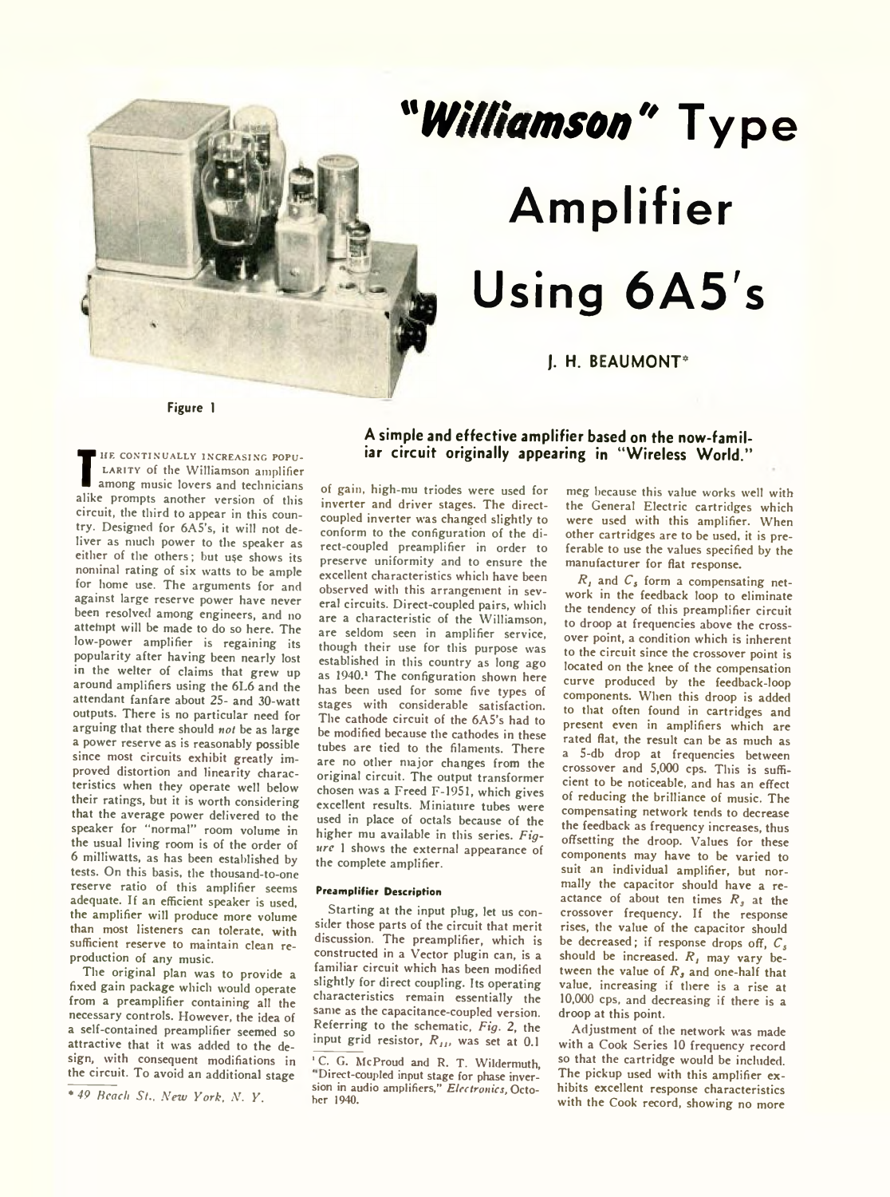# "*Williamson*" Type Amplifier Using 6A5's

**J. H. BEAUMONT***

Figure 1

**A simple and effective amplifier based on the now-familiar circuit originally appearing in "Wireless World."**

THE CONTINUALLY INCREASING POPULARITY of the Williamson amplifier among music lovers and technicians alike prompts another version of this circuit, the third to appear in this country. Designed for 6A5's, it will not deliver as much power to the speaker as either of the others; but use shows its nominal rating of six watts to be ample for home use. The arguments for and against large reserve power have never been resolved among engineers, and no attempt will be made to do so here. The low-power amplifier is regaining its popularity after having been nearly lost in the welter of claims that grew up around amplifiers using the 6L6 and the attendant fanfare about 25- and 30-watt outputs. There is no particular need for arguing that there should *not* be as large a power reserve as is reasonably possible since most circuits exhibit greatly improved distortion and linearity characteristics when they operate well below their ratings, but it is worth considering that the average power delivered to the speaker for "normal" room volume in the usual living room is of the order of 6 milliwatts, as has been established by tests. On this basis, the thousand-to-one reserve ratio of this amplifier seems adequate. If an efficient speaker is used, the amplifier will produce more volume than most listeners can tolerate, with sufficient reserve to maintain clean reproduction of any music.

The original plan was to provide a fixed gain package which would operate from a preamplifier containing all the necessary controls. However, the idea of a self-contained preamplifier seemed so attractive that it was added to the design, with consequent modifications in the circuit. To avoid an additional stage of gain, high-mu triodes were used for inverter and driver stages. The direct-coupled inverter was changed slightly to conform to the configuration of the direct-coupled preamplifier in order to preserve uniformity and to ensure the excellent characteristics which have been observed with this arrangement in several circuits. Direct-coupled pairs, which are a characteristic of the Williamson, are seldom seen in amplifier service, though their use for this purpose was established in this country as long ago as 1940.[1] The configuration shown here has been used for some five types of stages with considerable satisfaction. The cathode circuit of the 6A5's had to be modified because the cathodes in these tubes are tied to the filaments. There are no other major changes from the original circuit. The output transformer chosen was a Freed F-1951, which gives excellent results. Miniature tubes were used in place of octals because of the higher mu available in this series. *Figure* 1 shows the external appearance of the complete amplifier.

### Preamplifier Description

Starting at the input plug, let us consider those parts of the circuit that merit discussion. The preamplifier, which is constructed in a Vector plugin can, is a familiar circuit which has been modified slightly for direct coupling. Its operating characteristics remain essentially the same as the capacitance-coupled version. Referring to the schematic, *Fig.* 2, the input grid resistor, $R_{11}$, was set at 0.1 meg because this value works well with the General Electric cartridges which were used with this amplifier. When other cartridges are to be used, it is preferable to use the values specified by the manufacturer for flat response.

$R_1$ and $C_5$ form a compensating network in the feedback loop to eliminate the tendency of this preamplifier circuit to droop at frequencies above the crossover point, a condition which is inherent to the circuit since the crossover point is located on the knee of the compensation curve produced by the feedback-loop components. When this droop is added to that often found in cartridges and present even in amplifiers which are rated flat, the result can be as much as a 5-db drop at frequencies between crossover and 5,000 cps. This is sufficient to be noticeable, and has an effect of reducing the brilliance of music. The compensating network tends to decrease the feedback as frequency increases, thus offsetting the droop. Values for these components may have to be varied to suit an individual amplifier, but normally the capacitor should have a reactance of about ten times $R_3$ at the crossover frequency. If the response rises, the value of the capacitor should be decreased; if response drops off, $C_5$ should be increased. $R_1$ may vary between the value of $R_3$ and one-half that value, increasing if there is a rise at 10,000 cps, and decreasing if there is a droop at this point.

Adjustment of the network was made with a Cook Series 10 frequency record so that the cartridge would be included. The pickup used with this amplifier exhibits excellent response characteristics with the Cook record, showing no more

[1] C. G. McProud and R. T. Wildermuth, "Direct-coupled input stage for phase inversion in audio amplifiers," *Electronics*, October 1940.

\* *49 Beach St., New York, N. Y.*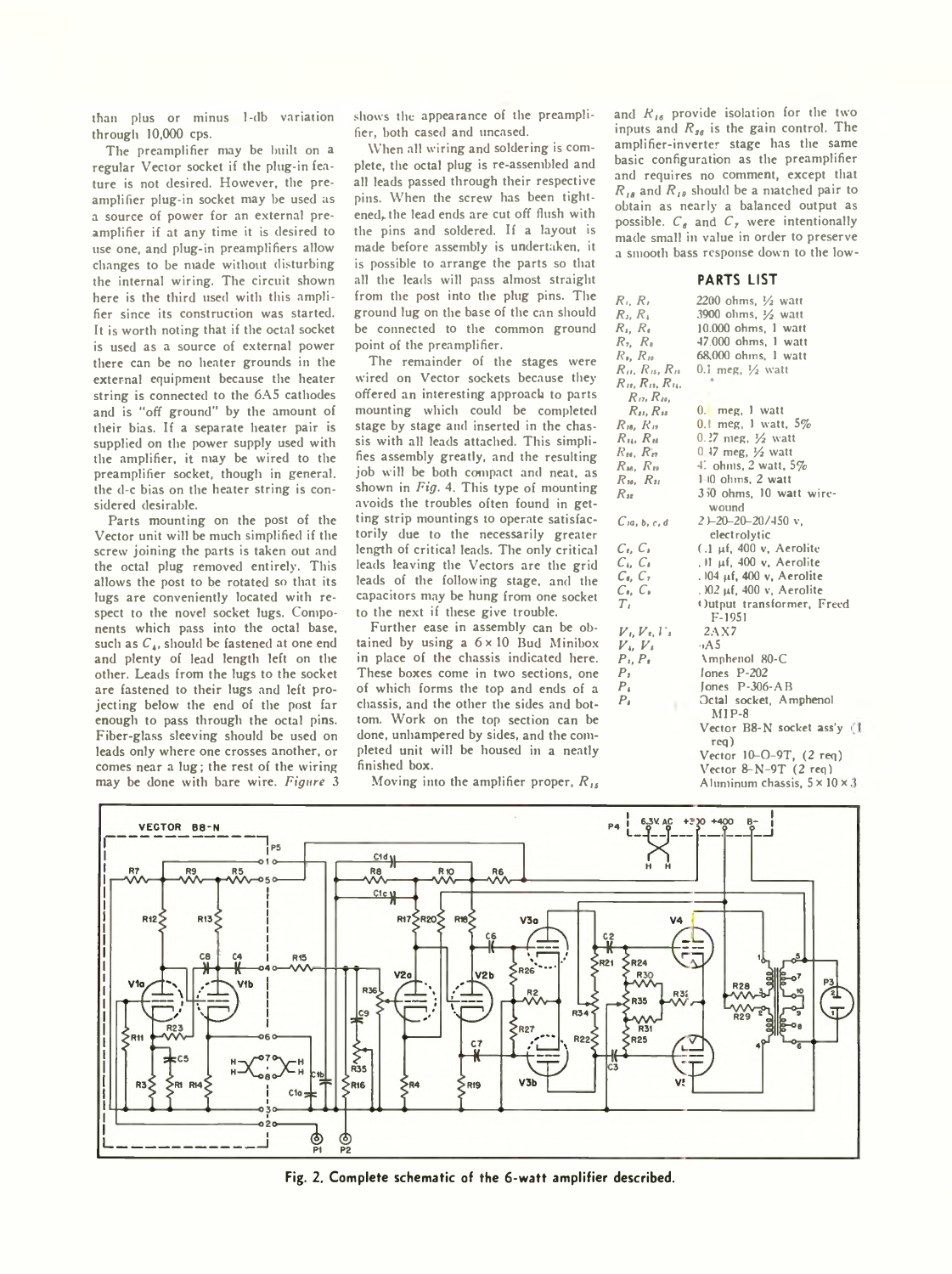than plus or minus 1-db variation through 10,000 cps.

The preamplifier may be built on a regular Vector socket if the plug-in feature is not desired. However, the preamplifier plug-in socket may be used as a source of power for an external preamplifier if at any time it is desired to use one, and plug-in preamplifiers allow changes to be made without disturbing the internal wiring. The circuit shown here is the third used with this amplifier since its construction was started. It is worth noting that if the octal socket is used as a source of external power there can be no heater grounds in the external equipment because the heater string is connected to the 6A5 cathodes and is "off ground" by the amount of their bias. If a separate heater pair is supplied on the power supply used with the amplifier, it may be wired to the preamplifier socket, though in general, the d-c bias on the heater string is considered desirable.

Parts mounting on the post of the Vector unit will be much simplified if the screw joining the parts is taken out and the octal plug removed entirely. This allows the post to be rotated so that its lugs are conveniently located with respect to the novel socket lugs. Components which pass into the octal base, such as $C_4$, should be fastened at one end and plenty of lead length left on the other. Leads from the lugs to the socket are fastened to their lugs and left projecting below the end of the post far enough to pass through the octal pins. Fiber-glass sleeving should be used on leads only where one crosses another, or comes near a lug; the rest of the wiring may be done with bare wire. *Figure* 3 shows the appearance of the preamplifier, both cased and uncased.

When all wiring and soldering is complete, the octal plug is re-assembled and all leads passed through their respective pins. When the screw has been tightened, the lead ends are cut off flush with the pins and soldered. If a layout is made before assembly is undertaken, it is possible to arrange the parts so that all the leads will pass almost straight from the post into the plug pins. The ground lug on the base of the can should be connected to the common ground point of the preamplifier.

The remainder of the stages were wired on Vector sockets because they offered an interesting approach to parts mounting which could be completed stage by stage and inserted in the chassis with all leads attached. This simplifies assembly greatly, and the resulting job will be both compact and neat, as shown in *Fig*. 4. This type of mounting avoids the troubles often found in getting strip mountings to operate satisfactorily due to the necessarily greater length of critical leads. The only critical leads leaving the Vectors are the grid leads of the following stage, and the capacitors may be hung from one socket to the next if these give trouble.

Further ease in assembly can be obtained by using a 6 × 10 Bud Minibox in place of the chassis indicated here. These boxes come in two sections, one of which forms the top and ends of a chassis, and the other the sides and bottom. Work on the top section can be done, unhampered by sides, and the completed unit will be housed in a neatly finished box.

Moving into the amplifier proper, $R_{15}$ and $R_{16}$ provide isolation for the two inputs and $R_{36}$ is the gain control. The amplifier-inverter stage has the same basic configuration as the preamplifier and requires no comment, except that $R_{18}$ and $R_{19}$ should be a matched pair to obtain as nearly a balanced output as possible. $C_6$ and $C_7$ were intentionally made small in value in order to preserve a smooth bass response down to the low-

### PARTS LIST

| | |
|---|---|
| $R_1$, $R_2$ | 2200 ohms, ½ watt |
| $R_3$, $R_4$ | 3900 ohms, ½ watt |
| $R_5$, $R_6$ | 10,000 ohms, 1 watt |
| $R_7$, $R_8$ | 47,000 ohms, 1 watt |
| $R_9$, $R_{10}$ | 68,000 ohms, 1 watt |
| $R_{11}$, $R_{15}$, $R_{16}$ | 0.1 meg, ½ watt |
| $R_{12}$, $R_{13}$, $R_{14}$, $R_{17}$, $R_{20}$, $R_{21}$, $R_{22}$ | 0. meg, 1 watt |
| $R_{18}$, $R_{19}$ | 0.1 meg, 1 watt, 5% |
| $R_{24}$, $R_{25}$ | 0.27 meg, ½ watt |
| $R_{26}$, $R_{27}$ | 0.47 meg, ½ watt |
| $R_{28}$, $R_{29}$ | 4 ohms, 2 watt, 5% |
| $R_{30}$, $R_{31}$ | 1 0 ohms, 2 watt |
| $R_{32}$ | 3 0 ohms, 10 watt wire-wound |
| $C_{1a, b, c, d}$ | 2 -20-20-20/450 v, electrolytic |
| $C_2$, $C_3$ | .1 µf, 400 v, Aerolite |
| $C_4$, $C_5$ | .1 µf, 400 v, Aerolite |
| $C_6$, $C_7$ | .004 µf, 400 v, Aerolite |
| $C_8$, $C_9$ | .002 µf, 400 v, Aerolite |
| $T_1$ | Output transformer, Freed F-1951 |
| $V_1$, $V_2$, $V_3$ | 2AX7 |
| $V_4$, $V_5$ | 6A5 |
| $P_1$, $P_2$ | Amphenol 80-C |
| $P_3$ | Jones P-202 |
| $P_4$ | Jones P-306-AB |
| $P_5$ | Octal socket, Amphenol MIP-8 |
| | Vector B8-N socket ass'y (1 req) |
| | Vector 10-O-9T, (2 req) |
| | Vector 8-N-9T (2 req) |
| | Aluminum chassis, 5 × 10 × 3 |

Fig. 2. Complete schematic of the 6-watt amplifier described.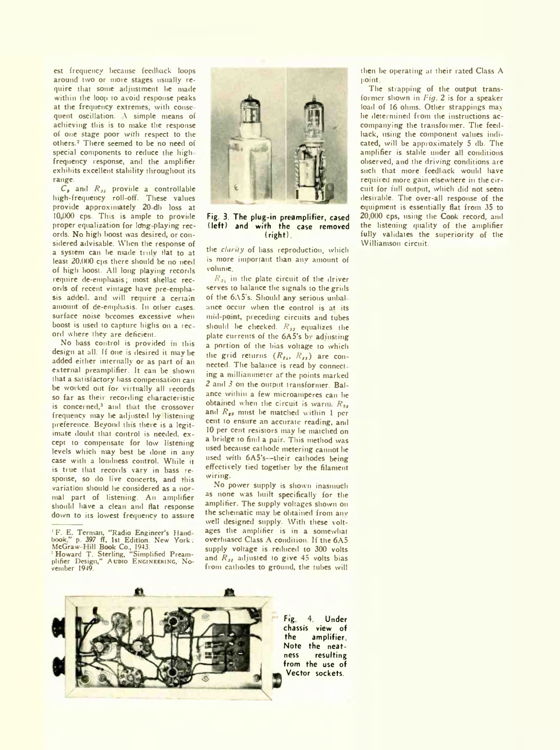est frequency because feedback loops around two or more stages usually require that some adjustment be made within the loop to avoid response peaks at the frequency extremes, with consequent oscillation. A simple means of achieving this is to make the response of one stage poor with respect to the others.[2] There seemed to be no need of special components to reduce the high-frequency response, and the amplifier exhibits excellent stability throughout its range.

$C_9$ and $R_{35}$ provide a controllable high-frequency roll-off. These values provide approximately 20 db loss at 10,000 cps. This is ample to provide proper equalization for long-playing records. No high boost was desired, or considered advisable. When the response of a system can be made truly flat to at least 20,000 cps there should be no need of high boost. All long playing records require de-emphasis; most shellac records of recent vintage have pre-emphasis added, and will require a certain amount of de-emphasis. In other cases, surface noise becomes excessive when boost is used to capture highs on a record where they are deficient.

No bass control is provided in this design at all. If one is desired it may be added either internally or as part of an external preamplifier. It can be shown that a satisfactory bass compensation can be worked out for virtually all records so far as their recording characteristic is concerned,[3] and that the crossover frequency may be adjusted by listening preference. Beyond this there is a legitimate doubt that control is needed, except to compensate for low listening levels which may best be done in any case with a loudness control. While it is true that records vary in bass response, so do live concerts, and this variation should be considered as a normal part of listening. An amplifier should have a clean and flat response down to its lowest frequency to assure the *clarity* of bass reproduction, which is more important than any amount of volume.

$R_{31}$ in the plate circuit of the driver serves to balance the signals to the grids of the 6A5's. Should any serious unbalance occur when the control is at its mid-point, preceding circuits and tubes should be checked. $R_{33}$ equalizes the plate currents of the 6A5's by adjusting a portion of the bias voltage to which the grid returns ($R_{24}$, $R_{25}$) are connected. The balance is read by connecting a milliammeter at the points marked *2* and *3* on the output transformer. Balance within a few microamperes can be obtained when the circuit is warm. $R_{28}$ and $R_{29}$ must be matched within 1 per cent to ensure an accurate reading, and 10 per cent resistors may be matched on a bridge to find a pair. This method was used because cathode metering cannot be used with 6A5's—their cathodes being effectively tied together by the filament wiring.

No power supply is shown inasmuch as none was built specifically for the amplifier. The supply voltages shown on the schematic may be obtained from any well designed supply. With these voltages the amplifier is in a somewhat overbiased Class A condition. If the 6A5 supply voltage is reduced to 300 volts and $R_{32}$ adjusted to give 45 volts bias from cathodes to ground, the tubes will then be operating at their rated Class A point.

The strapping of the output transformer shown in *Fig. 2* is for a speaker load of 16 ohms. Other strappings may be determined from the instructions accompanying the transformer. The feedback, using the component values indicated, will be approximately 5 db. The amplifier is stable under all conditions observed, and the driving conditions are such that more feedback would have required more gain elsewhere in the circuit for full output, which did not seem desirable. The over-all response of the equipment is essentially flat from 35 to 20,000 cps, using the Cook record, and the listening quality of the amplifier fully validates the superiority of the Williamson circuit.

**Fig. 3. The plug-in preamplifier, cased (left) and with the case removed (right).**

**Fig. 4. Under chassis view of the amplifier. Note the neatness resulting from the use of Vector sockets.**

[2] F. E. Terman, "Radio Engineer's Handbook," p. 397 ff, 1st Edition. New York: McGraw-Hill Book Co., 1943.

[3] Howard T. Sterling, "Simplified Preamplifier Design," AUDIO ENGINEERING, November 1949.